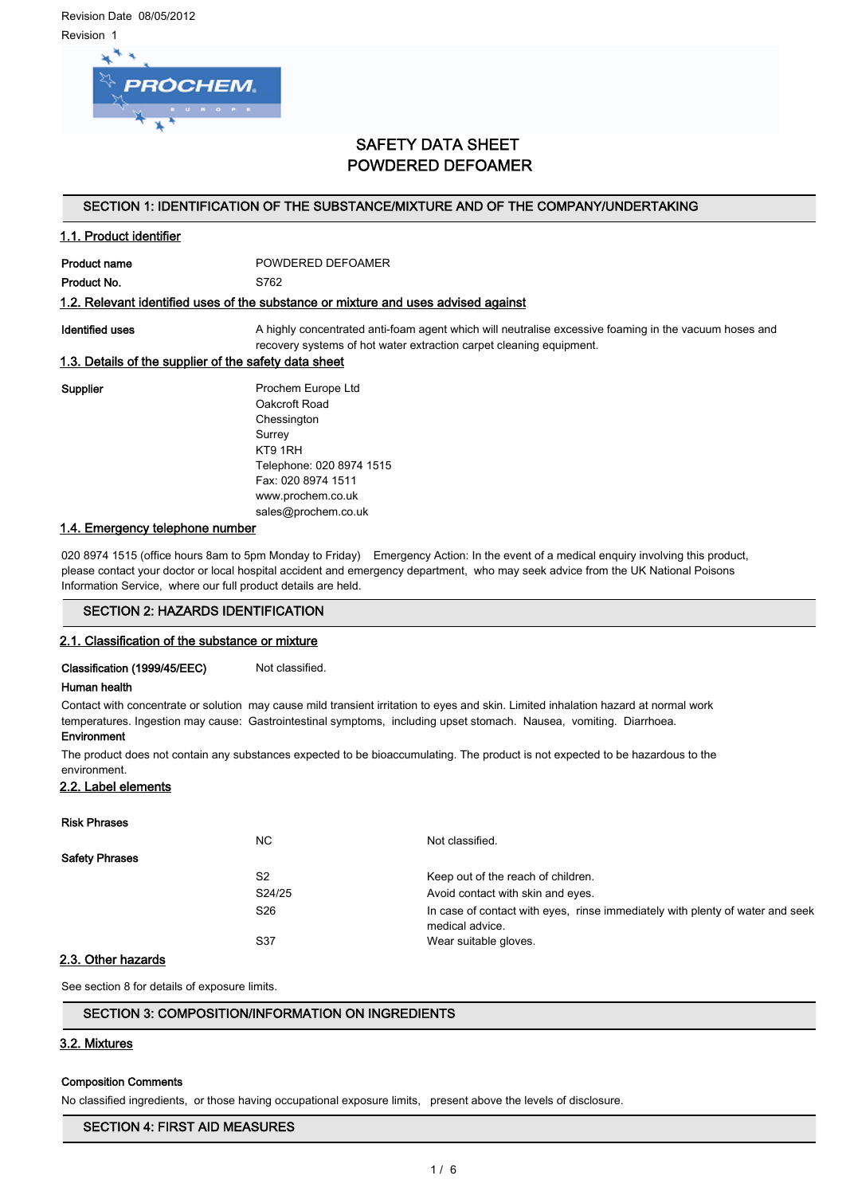Revision Date 08/05/2012

Revision 1

# SAFETY DATA SHEET
# POWDERED DEFOAMER

## SECTION 1: IDENTIFICATION OF THE SUBSTANCE/MIXTURE AND OF THE COMPANY/UNDERTAKING

### 1.1. Product identifier

**Product name** POWDERED DEFOAMER

**Product No.** S762

### 1.2. Relevant identified uses of the substance or mixture and uses advised against

**Identified uses** A highly concentrated anti-foam agent which will neutralise excessive foaming in the vacuum hoses and recovery systems of hot water extraction carpet cleaning equipment.

### 1.3. Details of the supplier of the safety data sheet

**Supplier**
Prochem Europe Ltd
Oakcroft Road
Chessington
Surrey
KT9 1RH
Telephone: 020 8974 1515
Fax: 020 8974 1511
www.prochem.co.uk
sales@prochem.co.uk

### 1.4. Emergency telephone number

020 8974 1515 (office hours 8am to 5pm Monday to Friday) Emergency Action: In the event of a medical enquiry involving this product, please contact your doctor or local hospital accident and emergency department, who may seek advice from the UK National Poisons Information Service, where our full product details are held.

## SECTION 2: HAZARDS IDENTIFICATION

### 2.1. Classification of the substance or mixture

**Classification (1999/45/EEC)** Not classified.

**Human health**

Contact with concentrate or solution may cause mild transient irritation to eyes and skin. Limited inhalation hazard at normal work temperatures. Ingestion may cause: Gastrointestinal symptoms, including upset stomach. Nausea, vomiting. Diarrhoea.

**Environment**

The product does not contain any substances expected to be bioaccumulating. The product is not expected to be hazardous to the environment.

### 2.2. Label elements

**Risk Phrases**

| | | |
|---|---|---|
| | NC | Not classified. |

**Safety Phrases**

| | | |
|---|---|---|
| | S2 | Keep out of the reach of children. |
| | S24/25 | Avoid contact with skin and eyes. |
| | S26 | In case of contact with eyes, rinse immediately with plenty of water and seek medical advice. |
| | S37 | Wear suitable gloves. |

### 2.3. Other hazards

See section 8 for details of exposure limits.

## SECTION 3: COMPOSITION/INFORMATION ON INGREDIENTS

### 3.2. Mixtures

**Composition Comments**

No classified ingredients, or those having occupational exposure limits, present above the levels of disclosure.

## SECTION 4: FIRST AID MEASURES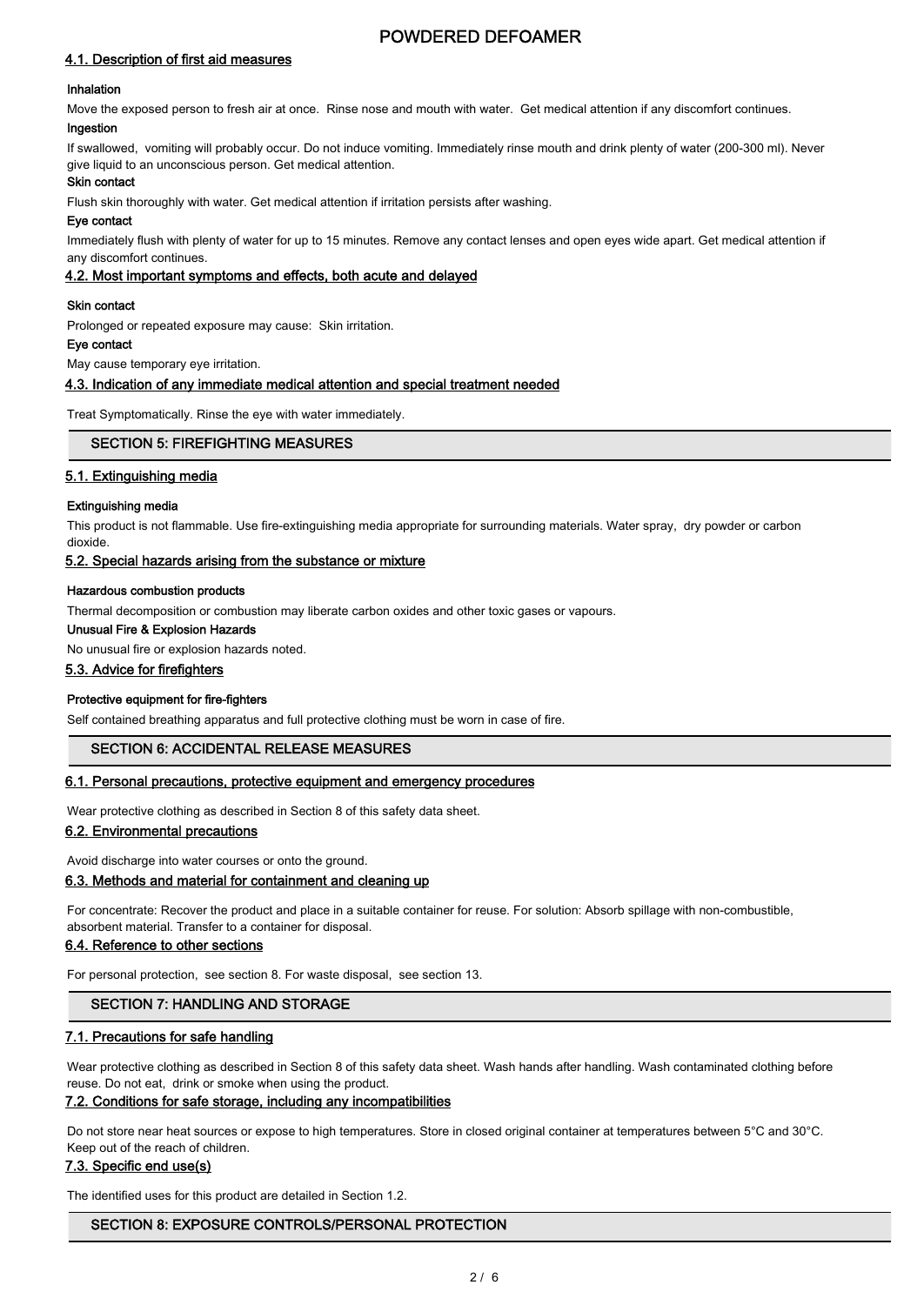### 4.1. Description of first aid measures

**Inhalation**

Move the exposed person to fresh air at once. Rinse nose and mouth with water. Get medical attention if any discomfort continues.

**Ingestion**

If swallowed, vomiting will probably occur. Do not induce vomiting. Immediately rinse mouth and drink plenty of water (200-300 ml). Never give liquid to an unconscious person. Get medical attention.

**Skin contact**

Flush skin thoroughly with water. Get medical attention if irritation persists after washing.

**Eye contact**

Immediately flush with plenty of water for up to 15 minutes. Remove any contact lenses and open eyes wide apart. Get medical attention if any discomfort continues.

### 4.2. Most important symptoms and effects, both acute and delayed

**Skin contact**

Prolonged or repeated exposure may cause: Skin irritation.

**Eye contact**

May cause temporary eye irritation.

### 4.3. Indication of any immediate medical attention and special treatment needed

Treat Symptomatically. Rinse the eye with water immediately.

## SECTION 5: FIREFIGHTING MEASURES

### 5.1. Extinguishing media

**Extinguishing media**

This product is not flammable. Use fire-extinguishing media appropriate for surrounding materials. Water spray, dry powder or carbon dioxide.

### 5.2. Special hazards arising from the substance or mixture

**Hazardous combustion products**

Thermal decomposition or combustion may liberate carbon oxides and other toxic gases or vapours.

**Unusual Fire & Explosion Hazards**

No unusual fire or explosion hazards noted.

### 5.3. Advice for firefighters

**Protective equipment for fire-fighters**

Self contained breathing apparatus and full protective clothing must be worn in case of fire.

## SECTION 6: ACCIDENTAL RELEASE MEASURES

### 6.1. Personal precautions, protective equipment and emergency procedures

Wear protective clothing as described in Section 8 of this safety data sheet.

### 6.2. Environmental precautions

Avoid discharge into water courses or onto the ground.

### 6.3. Methods and material for containment and cleaning up

For concentrate: Recover the product and place in a suitable container for reuse. For solution: Absorb spillage with non-combustible, absorbent material. Transfer to a container for disposal.

### 6.4. Reference to other sections

For personal protection, see section 8. For waste disposal, see section 13.

## SECTION 7: HANDLING AND STORAGE

### 7.1. Precautions for safe handling

Wear protective clothing as described in Section 8 of this safety data sheet. Wash hands after handling. Wash contaminated clothing before reuse. Do not eat, drink or smoke when using the product.

### 7.2. Conditions for safe storage, including any incompatibilities

Do not store near heat sources or expose to high temperatures. Store in closed original container at temperatures between 5°C and 30°C. Keep out of the reach of children.

### 7.3. Specific end use(s)

The identified uses for this product are detailed in Section 1.2.

## SECTION 8: EXPOSURE CONTROLS/PERSONAL PROTECTION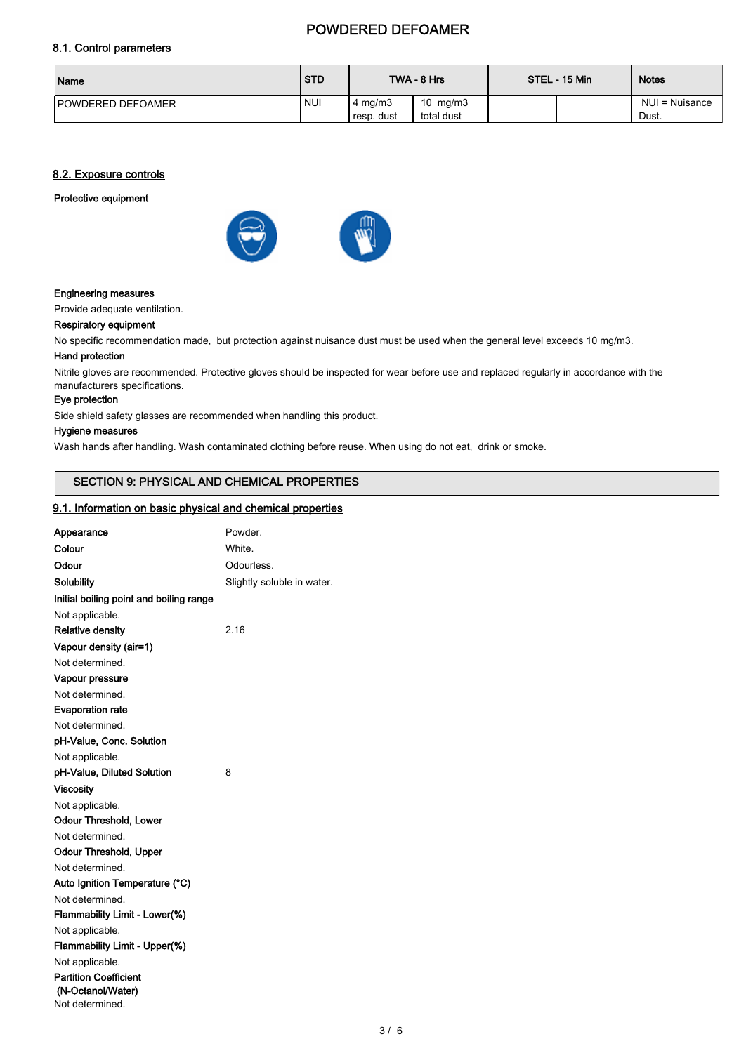### 8.1. Control parameters

| Name | STD | TWA - 8 Hrs | | STEL - 15 Min | | Notes |
|---|---|---|---|---|---|---|
| POWDERED DEFOAMER | NUI | 4 mg/m3 resp. dust | 10 mg/m3 total dust | | | NUI = Nuisance Dust. |

### 8.2. Exposure controls

**Protective equipment**

**Engineering measures**

Provide adequate ventilation.

**Respiratory equipment**

No specific recommendation made, but protection against nuisance dust must be used when the general level exceeds 10 mg/m3.

**Hand protection**

Nitrile gloves are recommended. Protective gloves should be inspected for wear before use and replaced regularly in accordance with the manufacturers specifications.

**Eye protection**

Side shield safety glasses are recommended when handling this product.

**Hygiene measures**

Wash hands after handling. Wash contaminated clothing before reuse. When using do not eat, drink or smoke.

## SECTION 9: PHYSICAL AND CHEMICAL PROPERTIES

### 9.1. Information on basic physical and chemical properties

**Appearance** Powder.

**Colour** White.

**Odour** Odourless.

**Solubility** Slightly soluble in water.

**Initial boiling point and boiling range**

Not applicable.

**Relative density** 2.16

**Vapour density (air=1)**

Not determined.

**Vapour pressure**

Not determined.

**Evaporation rate**

Not determined.

**pH-Value, Conc. Solution**

Not applicable.

**pH-Value, Diluted Solution** 8

**Viscosity**

Not applicable.

**Odour Threshold, Lower**

Not determined.

**Odour Threshold, Upper**

Not determined.

**Auto Ignition Temperature (°C)**

Not determined.

**Flammability Limit - Lower(%)**

Not applicable.

**Flammability Limit - Upper(%)**

Not applicable.

**Partition Coefficient (N-Octanol/Water)**

Not determined.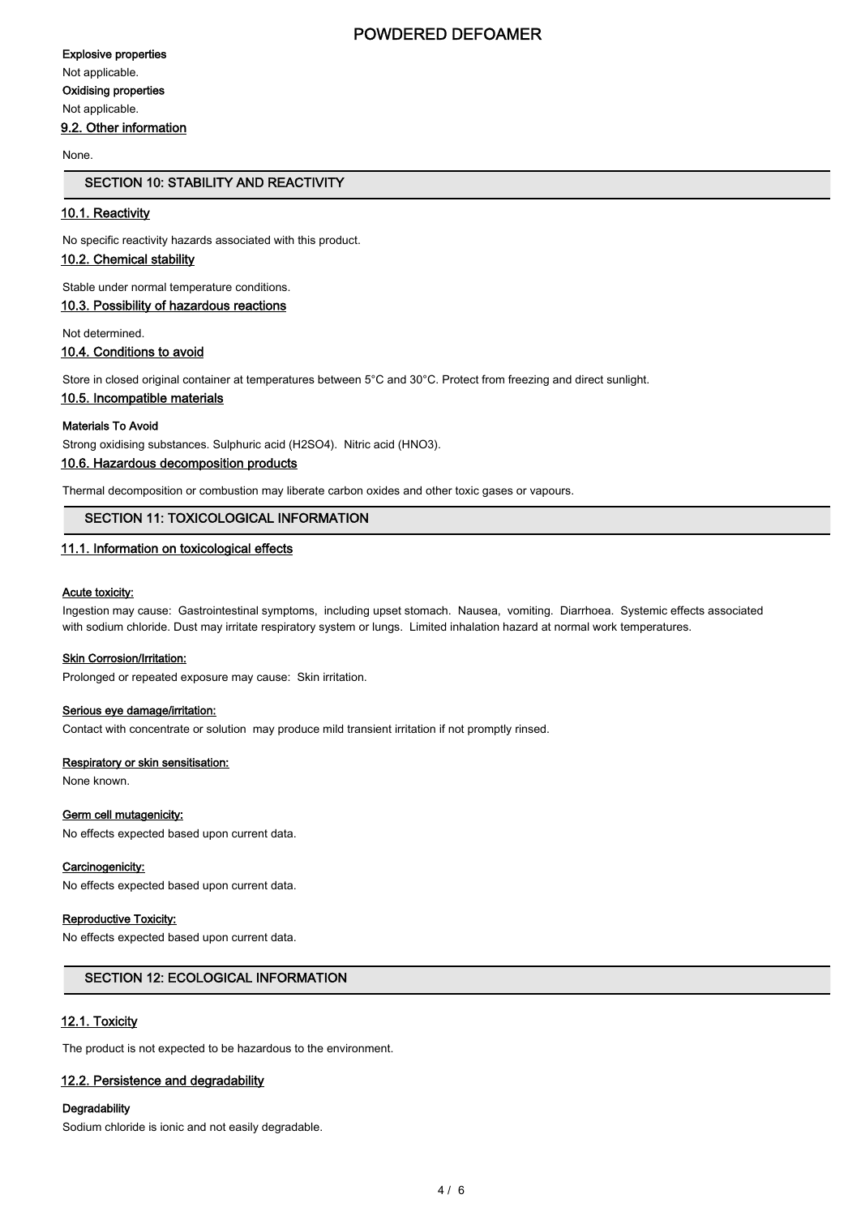**Explosive properties**

Not applicable.

**Oxidising properties**

Not applicable.

### 9.2. Other information

None.

## SECTION 10: STABILITY AND REACTIVITY

### 10.1. Reactivity

No specific reactivity hazards associated with this product.

### 10.2. Chemical stability

Stable under normal temperature conditions.

### 10.3. Possibility of hazardous reactions

Not determined.

### 10.4. Conditions to avoid

Store in closed original container at temperatures between 5°C and 30°C. Protect from freezing and direct sunlight.

### 10.5. Incompatible materials

**Materials To Avoid**

Strong oxidising substances. Sulphuric acid ($H_2SO_4$). Nitric acid ($HNO_3$).

### 10.6. Hazardous decomposition products

Thermal decomposition or combustion may liberate carbon oxides and other toxic gases or vapours.

## SECTION 11: TOXICOLOGICAL INFORMATION

### 11.1. Information on toxicological effects

**Acute toxicity:**

Ingestion may cause: Gastrointestinal symptoms, including upset stomach. Nausea, vomiting. Diarrhoea. Systemic effects associated with sodium chloride. Dust may irritate respiratory system or lungs. Limited inhalation hazard at normal work temperatures.

**Skin Corrosion/Irritation:**

Prolonged or repeated exposure may cause: Skin irritation.

**Serious eye damage/irritation:**

Contact with concentrate or solution may produce mild transient irritation if not promptly rinsed.

**Respiratory or skin sensitisation:**

None known.

**Germ cell mutagenicity:**

No effects expected based upon current data.

**Carcinogenicity:**

No effects expected based upon current data.

**Reproductive Toxicity:**

No effects expected based upon current data.

## SECTION 12: ECOLOGICAL INFORMATION

### 12.1. Toxicity

The product is not expected to be hazardous to the environment.

### 12.2. Persistence and degradability

**Degradability**

Sodium chloride is ionic and not easily degradable.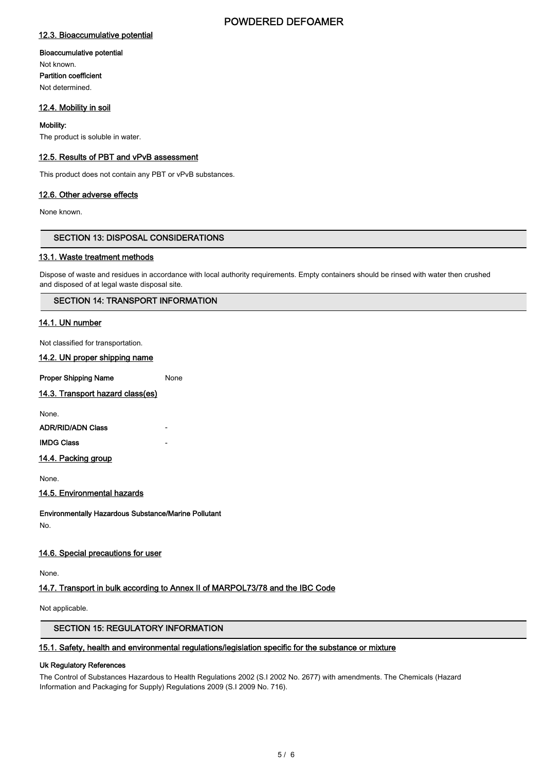### 12.3. Bioaccumulative potential

**Bioaccumulative potential**

Not known.

**Partition coefficient**

Not determined.

### 12.4. Mobility in soil

**Mobility:**

The product is soluble in water.

### 12.5. Results of PBT and vPvB assessment

This product does not contain any PBT or vPvB substances.

### 12.6. Other adverse effects

None known.

## SECTION 13: DISPOSAL CONSIDERATIONS

### 13.1. Waste treatment methods

Dispose of waste and residues in accordance with local authority requirements. Empty containers should be rinsed with water then crushed and disposed of at legal waste disposal site.

## SECTION 14: TRANSPORT INFORMATION

### 14.1. UN number

Not classified for transportation.

### 14.2. UN proper shipping name

**Proper Shipping Name** None

### 14.3. Transport hazard class(es)

None.

**ADR/RID/ADN Class** -

**IMDG Class** -

### 14.4. Packing group

None.

### 14.5. Environmental hazards

**Environmentally Hazardous Substance/Marine Pollutant**

No.

### 14.6. Special precautions for user

None.

### 14.7. Transport in bulk according to Annex II of MARPOL73/78 and the IBC Code

Not applicable.

## SECTION 15: REGULATORY INFORMATION

### 15.1. Safety, health and environmental regulations/legislation specific for the substance or mixture

**Uk Regulatory References**

The Control of Substances Hazardous to Health Regulations 2002 (S.I 2002 No. 2677) with amendments. The Chemicals (Hazard Information and Packaging for Supply) Regulations 2009 (S.I 2009 No. 716).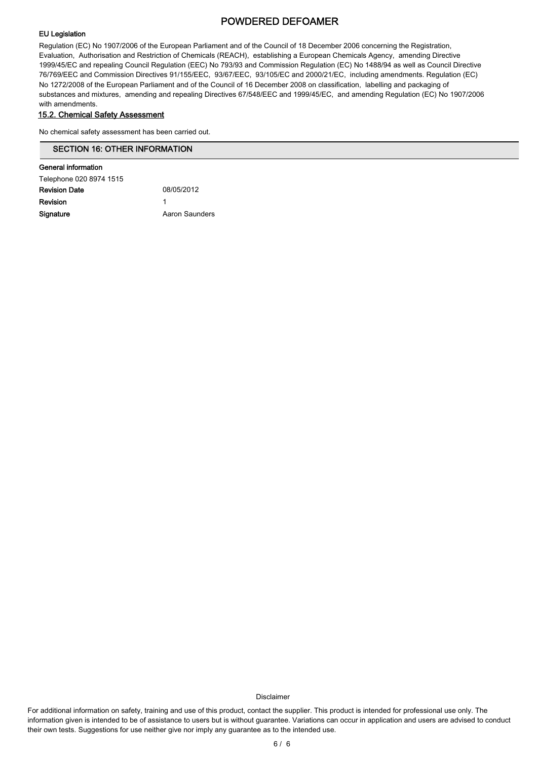#### EU Legislation

Regulation (EC) No 1907/2006 of the European Parliament and of the Council of 18 December 2006 concerning the Registration, Evaluation, Authorisation and Restriction of Chemicals (REACH), establishing a European Chemicals Agency, amending Directive 1999/45/EC and repealing Council Regulation (EEC) No 793/93 and Commission Regulation (EC) No 1488/94 as well as Council Directive 76/769/EEC and Commission Directives 91/155/EEC, 93/67/EEC, 93/105/EC and 2000/21/EC, including amendments. Regulation (EC) No 1272/2008 of the European Parliament and of the Council of 16 December 2008 on classification, labelling and packaging of substances and mixtures, amending and repealing Directives 67/548/EEC and 1999/45/EC, and amending Regulation (EC) No 1907/2006 with amendments.

### 15.2. Chemical Safety Assessment

No chemical safety assessment has been carried out.

## SECTION 16: OTHER INFORMATION

#### General information

Telephone 020 8974 1515

| | |
|---|---|
| **Revision Date** | 08/05/2012 |
| **Revision** | 1 |
| **Signature** | Aaron Saunders |

Disclaimer

For additional information on safety, training and use of this product, contact the supplier. This product is intended for professional use only. The information given is intended to be of assistance to users but is without guarantee. Variations can occur in application and users are advised to conduct their own tests. Suggestions for use neither give nor imply any guarantee as to the intended use.